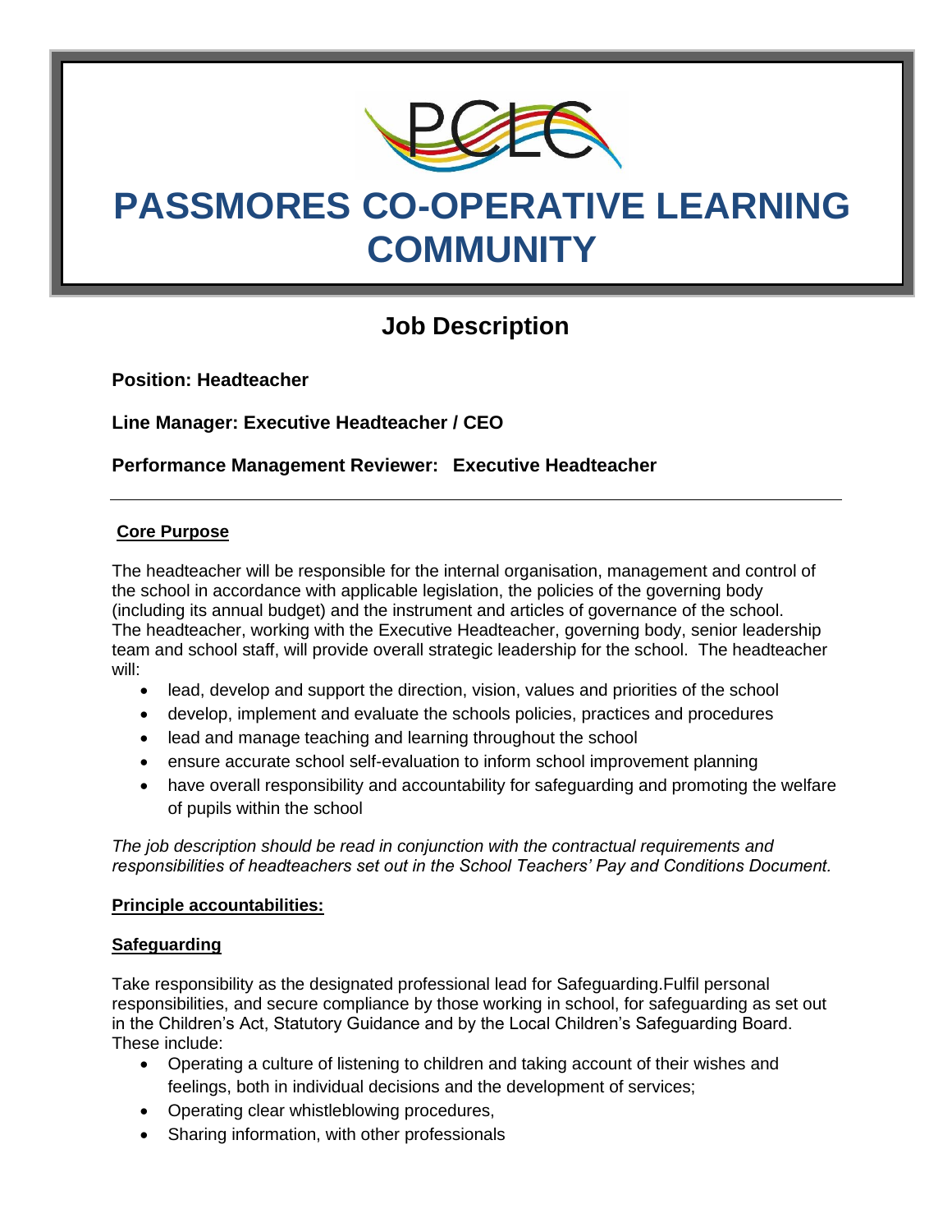# PASSMORES CO-OPERATIVE LEARNING COMMUNITY

## Job Description

**Position: Headteacher**

**Line Manager: Executive Headteacher / CEO**

**Performance Management Reviewer: Executive Headteacher**

---

**Core Purpose**

The headteacher will be responsible for the internal organisation, management and control of the school in accordance with applicable legislation, the policies of the governing body (including its annual budget) and the instrument and articles of governance of the school. The headteacher, working with the Executive Headteacher, governing body, senior leadership team and school staff, will provide overall strategic leadership for the school. The headteacher will:

- lead, develop and support the direction, vision, values and priorities of the school
- develop, implement and evaluate the schools policies, practices and procedures
- lead and manage teaching and learning throughout the school
- ensure accurate school self-evaluation to inform school improvement planning
- have overall responsibility and accountability for safeguarding and promoting the welfare of pupils within the school

*The job description should be read in conjunction with the contractual requirements and responsibilities of headteachers set out in the School Teachers' Pay and Conditions Document.*

**Principle accountabilities:**

**Safeguarding**

Take responsibility as the designated professional lead for Safeguarding.Fulfil personal responsibilities, and secure compliance by those working in school, for safeguarding as set out in the Children's Act, Statutory Guidance and by the Local Children's Safeguarding Board. These include:

- Operating a culture of listening to children and taking account of their wishes and feelings, both in individual decisions and the development of services;
- Operating clear whistleblowing procedures,
- Sharing information, with other professionals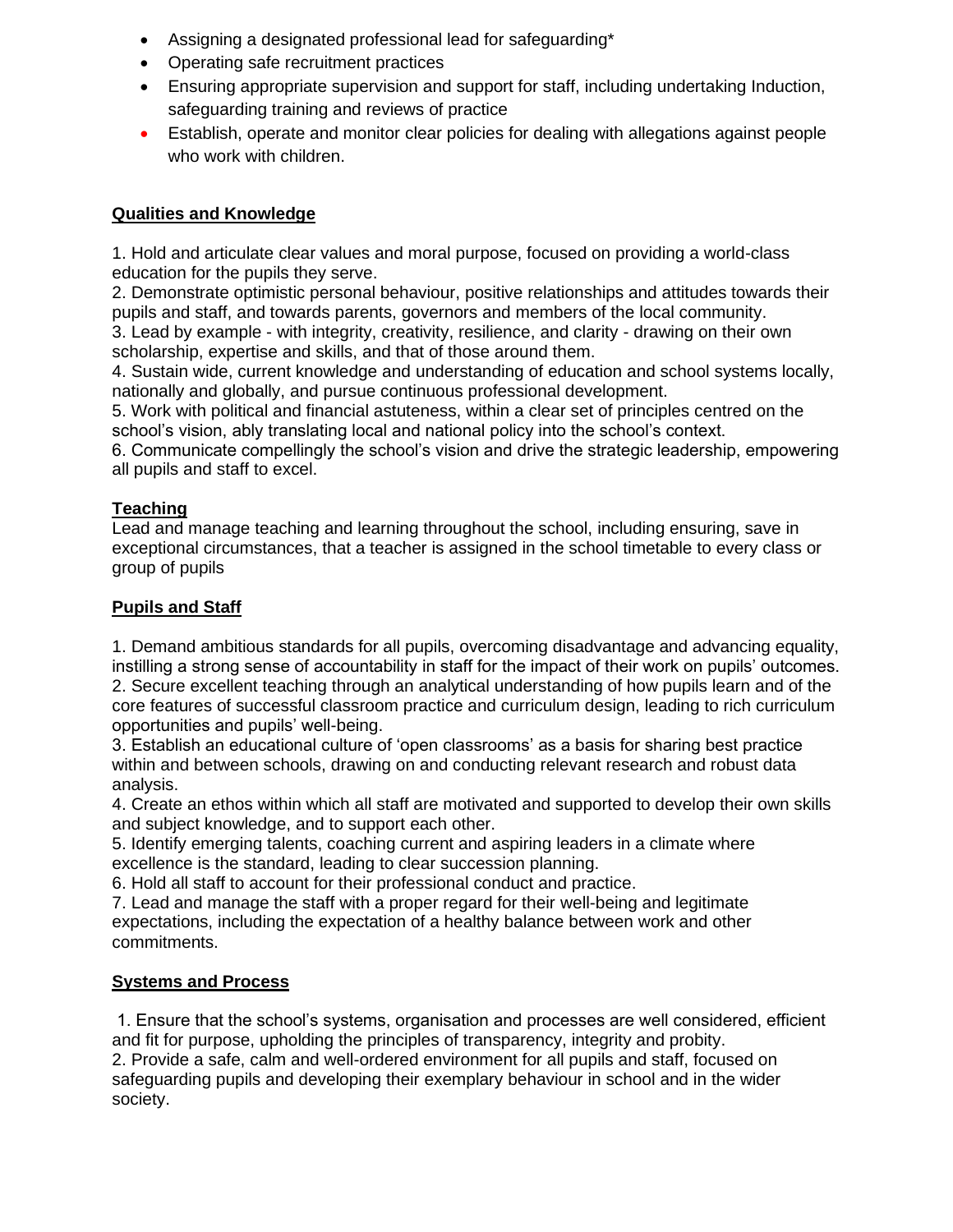- Assigning a designated professional lead for safeguarding*
- Operating safe recruitment practices
- Ensuring appropriate supervision and support for staff, including undertaking Induction, safeguarding training and reviews of practice
- Establish, operate and monitor clear policies for dealing with allegations against people who work with children.

## Qualities and Knowledge

1. Hold and articulate clear values and moral purpose, focused on providing a world-class education for the pupils they serve.
2. Demonstrate optimistic personal behaviour, positive relationships and attitudes towards their pupils and staff, and towards parents, governors and members of the local community.
3. Lead by example - with integrity, creativity, resilience, and clarity - drawing on their own scholarship, expertise and skills, and that of those around them.
4. Sustain wide, current knowledge and understanding of education and school systems locally, nationally and globally, and pursue continuous professional development.
5. Work with political and financial astuteness, within a clear set of principles centred on the school's vision, ably translating local and national policy into the school's context.
6. Communicate compellingly the school's vision and drive the strategic leadership, empowering all pupils and staff to excel.

## Teaching

Lead and manage teaching and learning throughout the school, including ensuring, save in exceptional circumstances, that a teacher is assigned in the school timetable to every class or group of pupils

## Pupils and Staff

1. Demand ambitious standards for all pupils, overcoming disadvantage and advancing equality, instilling a strong sense of accountability in staff for the impact of their work on pupils' outcomes.
2. Secure excellent teaching through an analytical understanding of how pupils learn and of the core features of successful classroom practice and curriculum design, leading to rich curriculum opportunities and pupils' well-being.
3. Establish an educational culture of 'open classrooms' as a basis for sharing best practice within and between schools, drawing on and conducting relevant research and robust data analysis.
4. Create an ethos within which all staff are motivated and supported to develop their own skills and subject knowledge, and to support each other.
5. Identify emerging talents, coaching current and aspiring leaders in a climate where excellence is the standard, leading to clear succession planning.
6. Hold all staff to account for their professional conduct and practice.
7. Lead and manage the staff with a proper regard for their well-being and legitimate expectations, including the expectation of a healthy balance between work and other commitments.

## Systems and Process

1. Ensure that the school's systems, organisation and processes are well considered, efficient and fit for purpose, upholding the principles of transparency, integrity and probity.
2. Provide a safe, calm and well-ordered environment for all pupils and staff, focused on safeguarding pupils and developing their exemplary behaviour in school and in the wider society.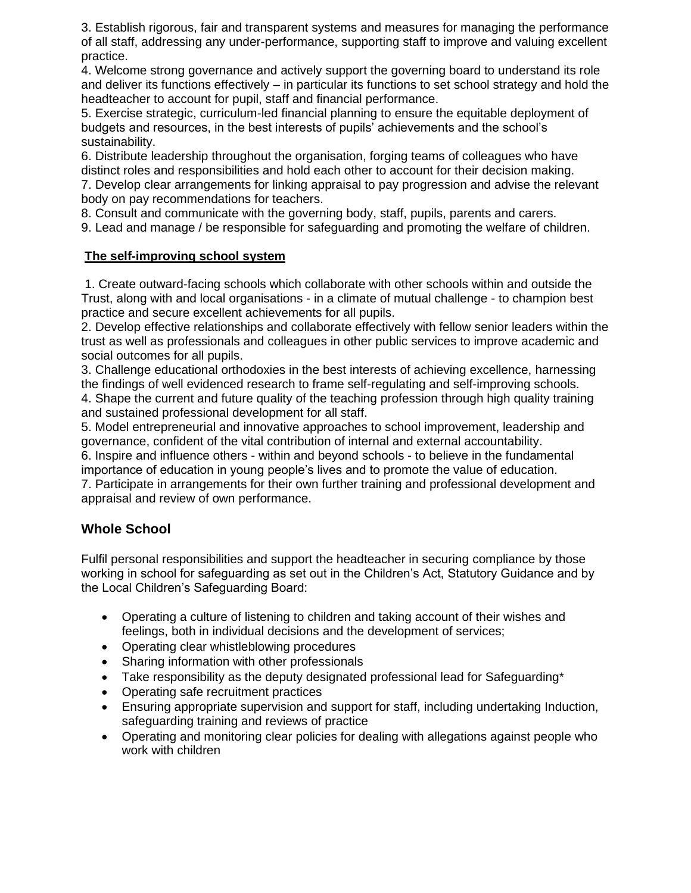3. Establish rigorous, fair and transparent systems and measures for managing the performance of all staff, addressing any under-performance, supporting staff to improve and valuing excellent practice.
4. Welcome strong governance and actively support the governing board to understand its role and deliver its functions effectively – in particular its functions to set school strategy and hold the headteacher to account for pupil, staff and financial performance.
5. Exercise strategic, curriculum-led financial planning to ensure the equitable deployment of budgets and resources, in the best interests of pupils' achievements and the school's sustainability.
6. Distribute leadership throughout the organisation, forging teams of colleagues who have distinct roles and responsibilities and hold each other to account for their decision making.
7. Develop clear arrangements for linking appraisal to pay progression and advise the relevant body on pay recommendations for teachers.
8. Consult and communicate with the governing body, staff, pupils, parents and carers.
9. Lead and manage / be responsible for safeguarding and promoting the welfare of children.

**The self-improving school system**

1. Create outward-facing schools which collaborate with other schools within and outside the Trust, along with and local organisations - in a climate of mutual challenge - to champion best practice and secure excellent achievements for all pupils.
2. Develop effective relationships and collaborate effectively with fellow senior leaders within the trust as well as professionals and colleagues in other public services to improve academic and social outcomes for all pupils.
3. Challenge educational orthodoxies in the best interests of achieving excellence, harnessing the findings of well evidenced research to frame self-regulating and self-improving schools.
4. Shape the current and future quality of the teaching profession through high quality training and sustained professional development for all staff.
5. Model entrepreneurial and innovative approaches to school improvement, leadership and governance, confident of the vital contribution of internal and external accountability.
6. Inspire and influence others - within and beyond schools - to believe in the fundamental importance of education in young people's lives and to promote the value of education.
7. Participate in arrangements for their own further training and professional development and appraisal and review of own performance.

## Whole School

Fulfil personal responsibilities and support the headteacher in securing compliance by those working in school for safeguarding as set out in the Children's Act, Statutory Guidance and by the Local Children's Safeguarding Board:

- Operating a culture of listening to children and taking account of their wishes and feelings, both in individual decisions and the development of services;
- Operating clear whistleblowing procedures
- Sharing information with other professionals
- Take responsibility as the deputy designated professional lead for Safeguarding*
- Operating safe recruitment practices
- Ensuring appropriate supervision and support for staff, including undertaking Induction, safeguarding training and reviews of practice
- Operating and monitoring clear policies for dealing with allegations against people who work with children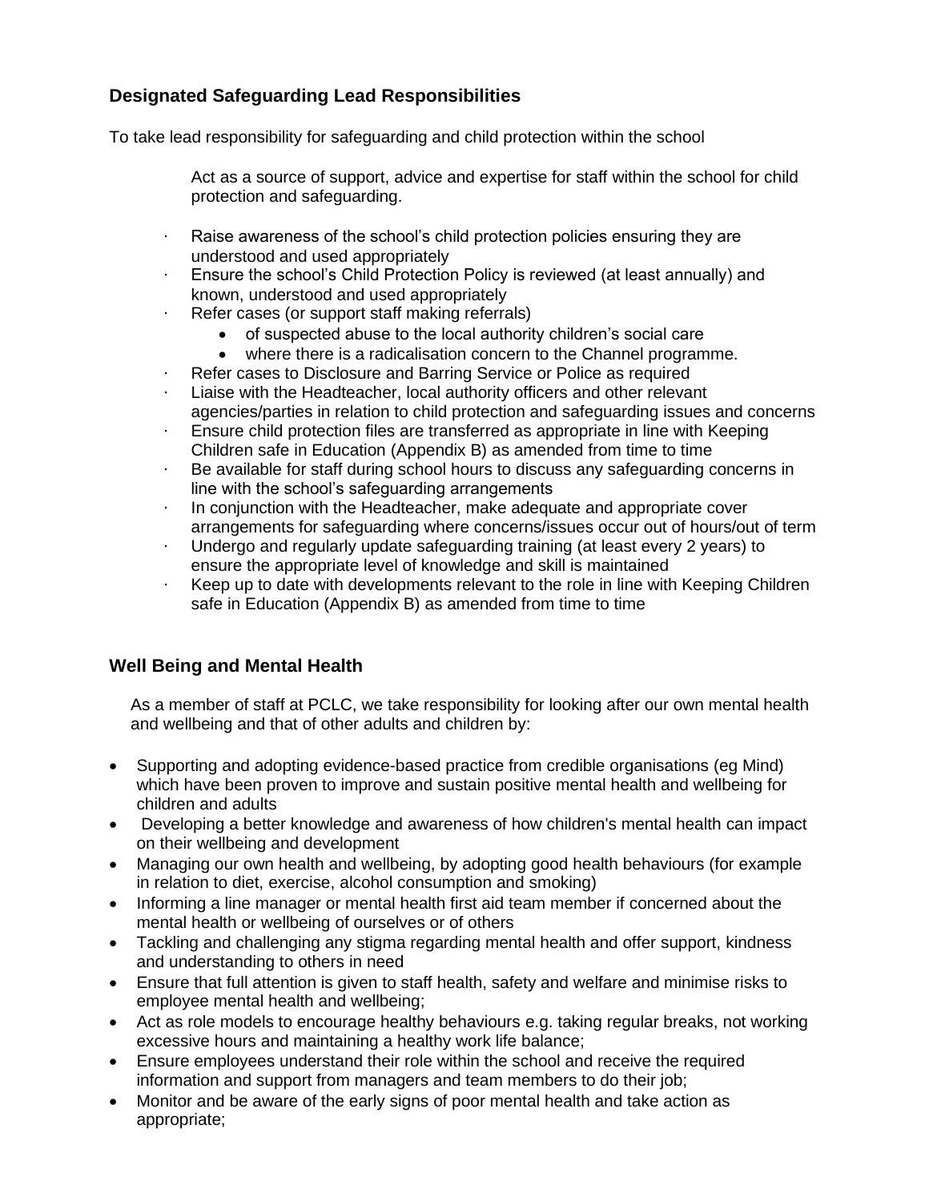## Designated Safeguarding Lead Responsibilities

To take lead responsibility for safeguarding and child protection within the school

Act as a source of support, advice and expertise for staff within the school for child protection and safeguarding.

- Raise awareness of the school's child protection policies ensuring they are understood and used appropriately
- Ensure the school's Child Protection Policy is reviewed (at least annually) and known, understood and used appropriately
- Refer cases (or support staff making referrals)
  - of suspected abuse to the local authority children's social care
  - where there is a radicalisation concern to the Channel programme.
- Refer cases to Disclosure and Barring Service or Police as required
- Liaise with the Headteacher, local authority officers and other relevant agencies/parties in relation to child protection and safeguarding issues and concerns
- Ensure child protection files are transferred as appropriate in line with Keeping Children safe in Education (Appendix B) as amended from time to time
- Be available for staff during school hours to discuss any safeguarding concerns in line with the school's safeguarding arrangements
- In conjunction with the Headteacher, make adequate and appropriate cover arrangements for safeguarding where concerns/issues occur out of hours/out of term
- Undergo and regularly update safeguarding training (at least every 2 years) to ensure the appropriate level of knowledge and skill is maintained
- Keep up to date with developments relevant to the role in line with Keeping Children safe in Education (Appendix B) as amended from time to time

## Well Being and Mental Health

As a member of staff at PCLC, we take responsibility for looking after our own mental health and wellbeing and that of other adults and children by:

- Supporting and adopting evidence-based practice from credible organisations (eg Mind) which have been proven to improve and sustain positive mental health and wellbeing for children and adults
- Developing a better knowledge and awareness of how children's mental health can impact on their wellbeing and development
- Managing our own health and wellbeing, by adopting good health behaviours (for example in relation to diet, exercise, alcohol consumption and smoking)
- Informing a line manager or mental health first aid team member if concerned about the mental health or wellbeing of ourselves or of others
- Tackling and challenging any stigma regarding mental health and offer support, kindness and understanding to others in need
- Ensure that full attention is given to staff health, safety and welfare and minimise risks to employee mental health and wellbeing;
- Act as role models to encourage healthy behaviours e.g. taking regular breaks, not working excessive hours and maintaining a healthy work life balance;
- Ensure employees understand their role within the school and receive the required information and support from managers and team members to do their job;
- Monitor and be aware of the early signs of poor mental health and take action as appropriate;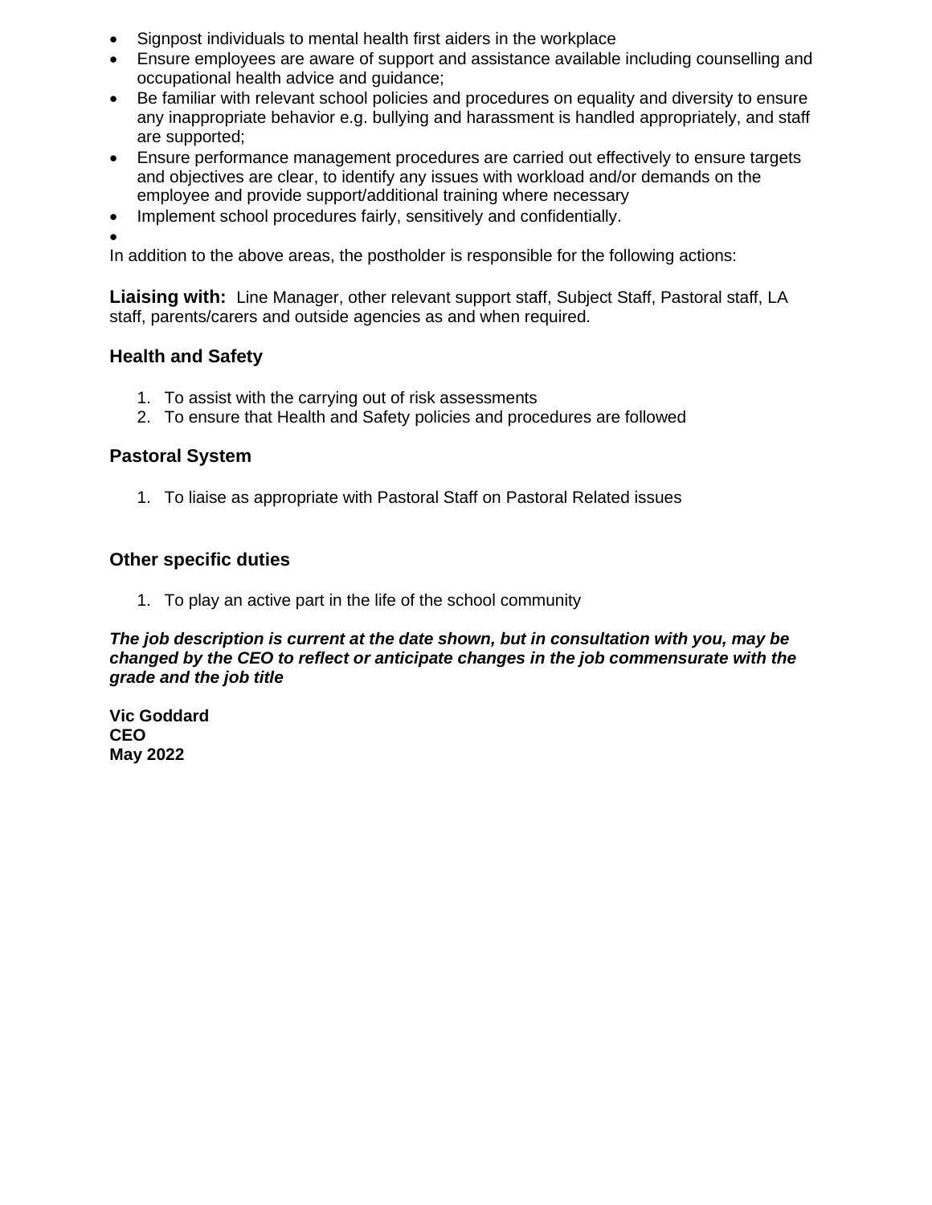- Signpost individuals to mental health first aiders in the workplace
- Ensure employees are aware of support and assistance available including counselling and occupational health advice and guidance;
- Be familiar with relevant school policies and procedures on equality and diversity to ensure any inappropriate behavior e.g. bullying and harassment is handled appropriately, and staff are supported;
- Ensure performance management procedures are carried out effectively to ensure targets and objectives are clear, to identify any issues with workload and/or demands on the employee and provide support/additional training where necessary
- Implement school procedures fairly, sensitively and confidentially.

In addition to the above areas, the postholder is responsible for the following actions:

**Liaising with:** Line Manager, other relevant support staff, Subject Staff, Pastoral staff, LA staff, parents/carers and outside agencies as and when required.

### Health and Safety

1. To assist with the carrying out of risk assessments
2. To ensure that Health and Safety policies and procedures are followed

### Pastoral System

1. To liaise as appropriate with Pastoral Staff on Pastoral Related issues

### Other specific duties

1. To play an active part in the life of the school community

***The job description is current at the date shown, but in consultation with you, may be changed by the CEO to reflect or anticipate changes in the job commensurate with the grade and the job title***

**Vic Goddard**
**CEO**
**May 2022**